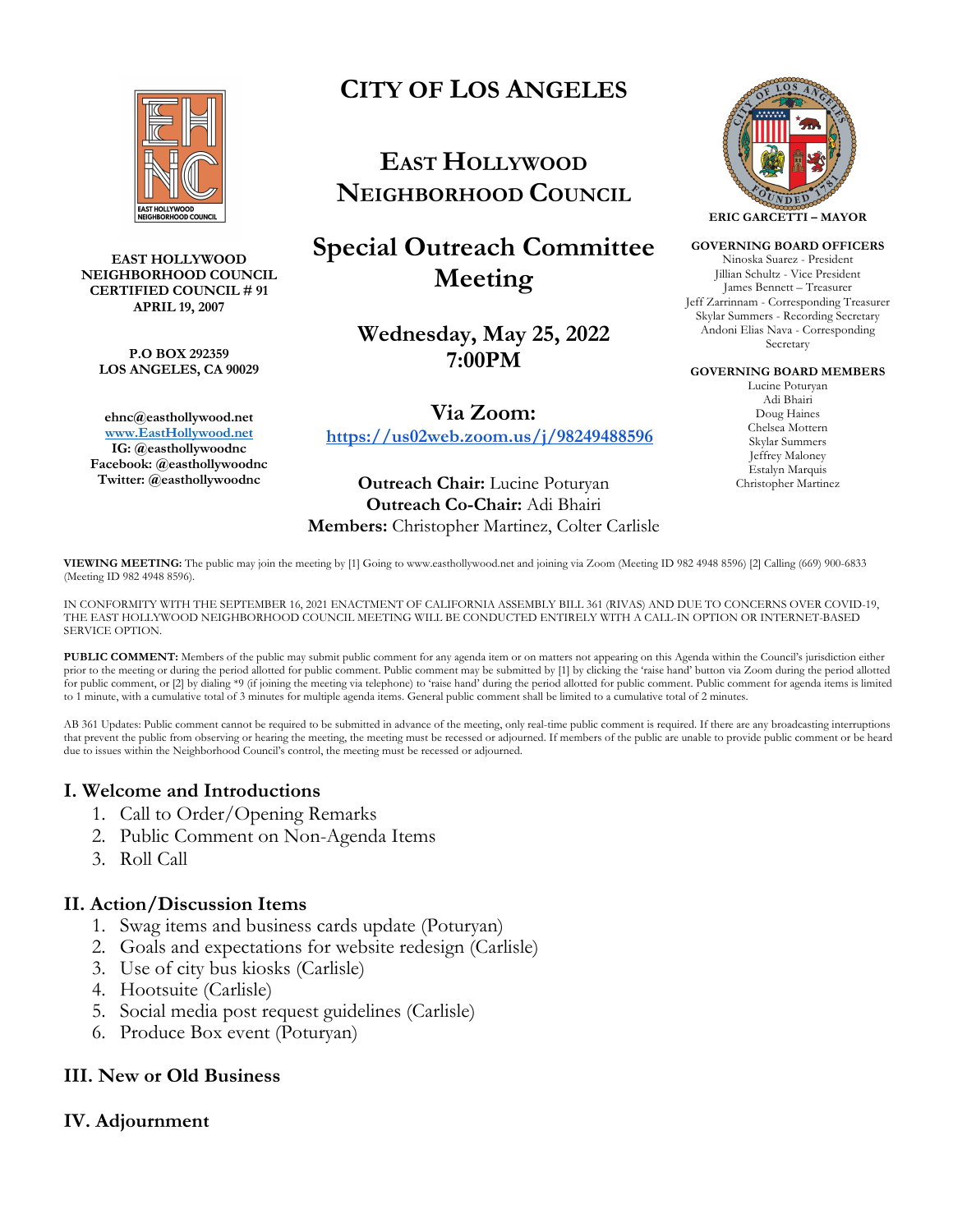# CITY OF LOS ANGELES

## EAST HOLLYWOOD NEIGHBORHOOD COUNCIL

## Special Outreach Committee Meeting

**Wednesday, May 25, 2022**
**7:00PM**

**Via Zoom:**
[https://us02web.zoom.us/j/98249488596](https://us02web.zoom.us/j/98249488596)

**Outreach Chair:** Lucine Poturyan
**Outreach Co-Chair:** Adi Bhairi
**Members:** Christopher Martinez, Colter Carlisle

**EAST HOLLYWOOD NEIGHBORHOOD COUNCIL**
**CERTIFIED COUNCIL # 91**
**APRIL 19, 2007**

**P.O BOX 292359**
**LOS ANGELES, CA 90029**

**ehnc@easthollywood.net**
**www.EastHollywood.net**
**IG: @easthollywoodnc**
**Facebook: @easthollywoodnc**
**Twitter: @easthollywoodnc**

**ERIC GARCETTI – MAYOR**

**GOVERNING BOARD OFFICERS**
Ninoska Suarez - President
Jillian Schultz - Vice President
James Bennett – Treasurer
Jeff Zarrinnam - Corresponding Treasurer
Skylar Summers - Recording Secretary
Andoni Elias Nava - Corresponding Secretary

**GOVERNING BOARD MEMBERS**
Lucine Poturyan
Adi Bhairi
Doug Haines
Chelsea Mottern
Skylar Summers
Jeffrey Maloney
Estalyn Marquis
Christopher Martinez

**VIEWING MEETING:** The public may join the meeting by [1] Going to www.easthollywood.net and joining via Zoom (Meeting ID 982 4948 8596) [2] Calling (669) 900-6833 (Meeting ID 982 4948 8596).

IN CONFORMITY WITH THE SEPTEMBER 16, 2021 ENACTMENT OF CALIFORNIA ASSEMBLY BILL 361 (RIVAS) AND DUE TO CONCERNS OVER COVID-19, THE EAST HOLLYWOOD NEIGHBORHOOD COUNCIL MEETING WILL BE CONDUCTED ENTIRELY WITH A CALL-IN OPTION OR INTERNET-BASED SERVICE OPTION.

**PUBLIC COMMENT:** Members of the public may submit public comment for any agenda item or on matters not appearing on this Agenda within the Council's jurisdiction either prior to the meeting or during the period allotted for public comment. Public comment may be submitted by [1] by clicking the 'raise hand' button via Zoom during the period allotted for public comment, or [2] by dialing *9 (if joining the meeting via telephone) to 'raise hand' during the period allotted for public comment. Public comment for agenda items is limited to 1 minute, with a cumulative total of 3 minutes for multiple agenda items. General public comment shall be limited to a cumulative total of 2 minutes.

AB 361 Updates: Public comment cannot be required to be submitted in advance of the meeting, only real-time public comment is required. If there are any broadcasting interruptions that prevent the public from observing or hearing the meeting, the meeting must be recessed or adjourned. If members of the public are unable to provide public comment or be heard due to issues within the Neighborhood Council's control, the meeting must be recessed or adjourned.

### I. Welcome and Introductions

1. Call to Order/Opening Remarks
2. Public Comment on Non-Agenda Items
3. Roll Call

### II. Action/Discussion Items

1. Swag items and business cards update (Poturyan)
2. Goals and expectations for website redesign (Carlisle)
3. Use of city bus kiosks (Carlisle)
4. Hootsuite (Carlisle)
5. Social media post request guidelines (Carlisle)
6. Produce Box event (Poturyan)

### III. New or Old Business

### IV. Adjournment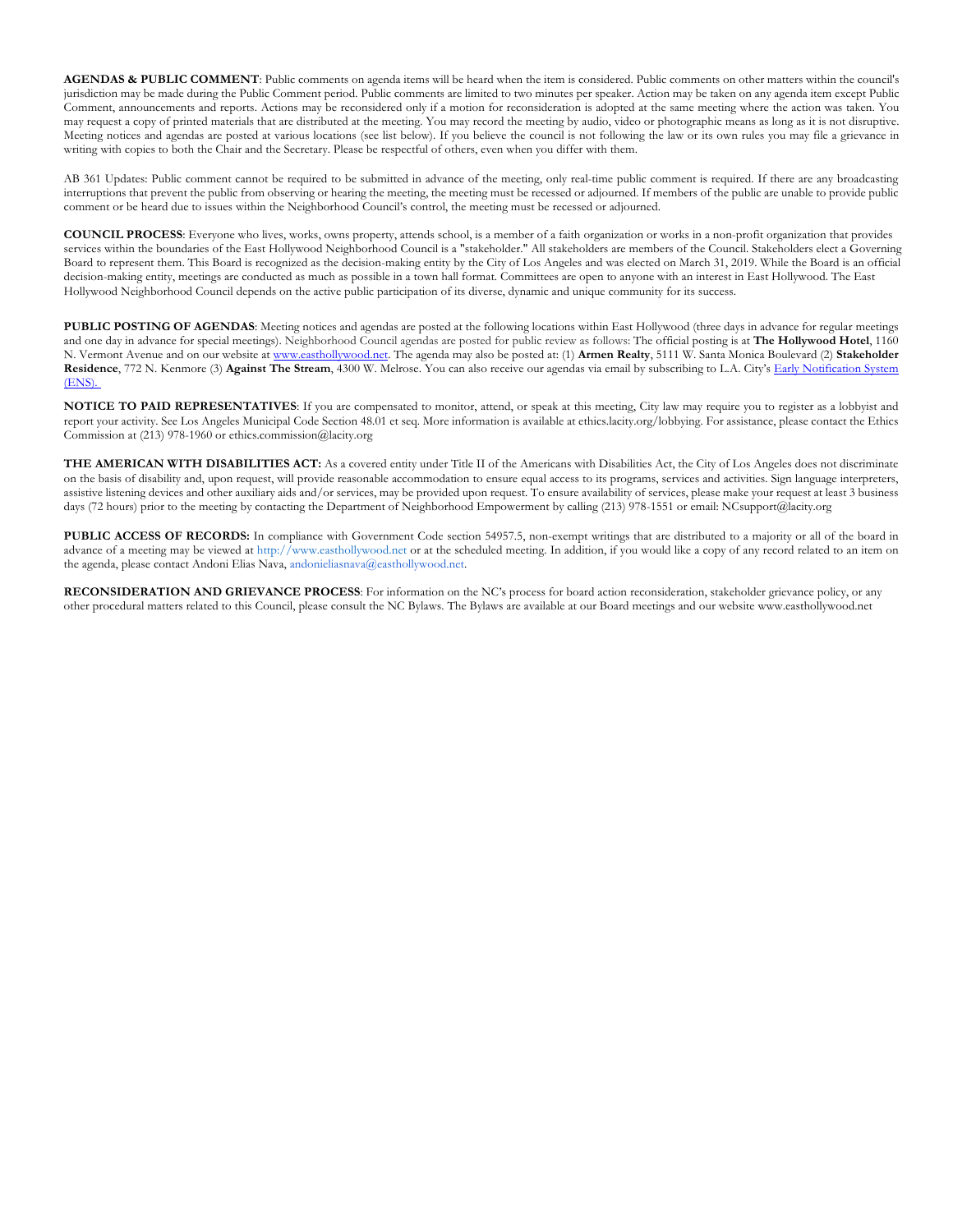**AGENDAS & PUBLIC COMMENT**: Public comments on agenda items will be heard when the item is considered. Public comments on other matters within the council's jurisdiction may be made during the Public Comment period. Public comments are limited to two minutes per speaker. Action may be taken on any agenda item except Public Comment, announcements and reports. Actions may be reconsidered only if a motion for reconsideration is adopted at the same meeting where the action was taken. You may request a copy of printed materials that are distributed at the meeting. You may record the meeting by audio, video or photographic means as long as it is not disruptive. Meeting notices and agendas are posted at various locations (see list below). If you believe the council is not following the law or its own rules you may file a grievance in writing with copies to both the Chair and the Secretary. Please be respectful of others, even when you differ with them.

AB 361 Updates: Public comment cannot be required to be submitted in advance of the meeting, only real-time public comment is required. If there are any broadcasting interruptions that prevent the public from observing or hearing the meeting, the meeting must be recessed or adjourned. If members of the public are unable to provide public comment or be heard due to issues within the Neighborhood Council's control, the meeting must be recessed or adjourned.

**COUNCIL PROCESS**: Everyone who lives, works, owns property, attends school, is a member of a faith organization or works in a non-profit organization that provides services within the boundaries of the East Hollywood Neighborhood Council is a "stakeholder." All stakeholders are members of the Council. Stakeholders elect a Governing Board to represent them. This Board is recognized as the decision-making entity by the City of Los Angeles and was elected on March 31, 2019. While the Board is an official decision-making entity, meetings are conducted as much as possible in a town hall format. Committees are open to anyone with an interest in East Hollywood. The East Hollywood Neighborhood Council depends on the active public participation of its diverse, dynamic and unique community for its success.

**PUBLIC POSTING OF AGENDAS**: Meeting notices and agendas are posted at the following locations within East Hollywood (three days in advance for regular meetings and one day in advance for special meetings). Neighborhood Council agendas are posted for public review as follows: The official posting is at **The Hollywood Hotel**, 1160 N. Vermont Avenue and on our website at www.easthollywood.net. The agenda may also be posted at: (1) **Armen Realty**, 5111 W. Santa Monica Boulevard (2) **Stakeholder Residence**, 772 N. Kenmore (3) **Against The Stream**, 4300 W. Melrose. You can also receive our agendas via email by subscribing to L.A. City's Early Notification System (ENS).

**NOTICE TO PAID REPRESENTATIVES**: If you are compensated to monitor, attend, or speak at this meeting, City law may require you to register as a lobbyist and report your activity. See Los Angeles Municipal Code Section 48.01 et seq. More information is available at ethics.lacity.org/lobbying. For assistance, please contact the Ethics Commission at (213) 978-1960 or ethics.commission@lacity.org

**THE AMERICAN WITH DISABILITIES ACT:** As a covered entity under Title II of the Americans with Disabilities Act, the City of Los Angeles does not discriminate on the basis of disability and, upon request, will provide reasonable accommodation to ensure equal access to its programs, services and activities. Sign language interpreters, assistive listening devices and other auxiliary aids and/or services, may be provided upon request. To ensure availability of services, please make your request at least 3 business days (72 hours) prior to the meeting by contacting the Department of Neighborhood Empowerment by calling (213) 978-1551 or email: NCsupport@lacity.org

**PUBLIC ACCESS OF RECORDS:** In compliance with Government Code section 54957.5, non-exempt writings that are distributed to a majority or all of the board in advance of a meeting may be viewed at http://www.easthollywood.net or at the scheduled meeting. In addition, if you would like a copy of any record related to an item on the agenda, please contact Andoni Elias Nava, andonieliasnava@easthollywood.net.

**RECONSIDERATION AND GRIEVANCE PROCESS**: For information on the NC's process for board action reconsideration, stakeholder grievance policy, or any other procedural matters related to this Council, please consult the NC Bylaws. The Bylaws are available at our Board meetings and our website www.easthollywood.net